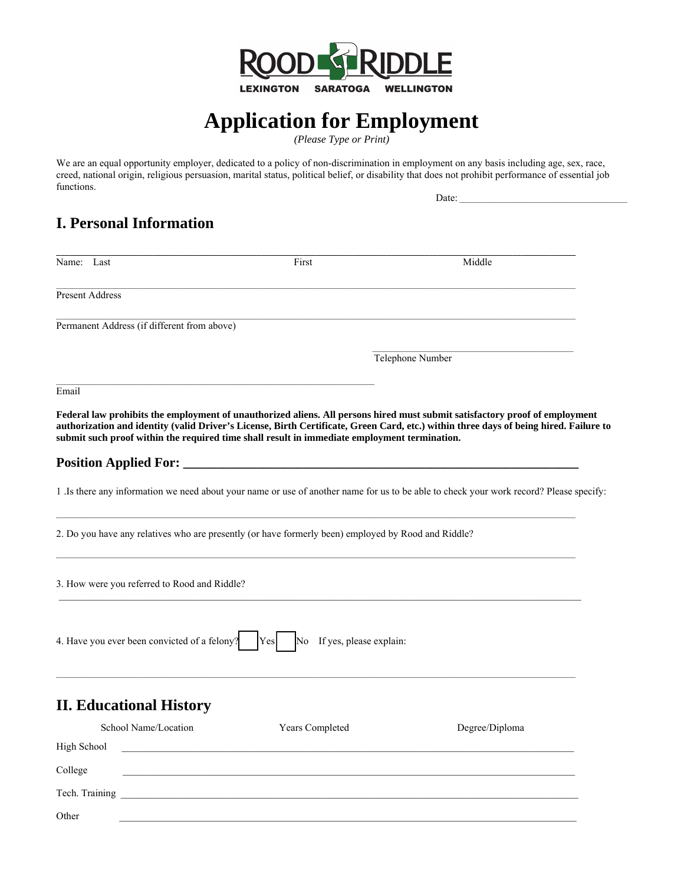ROOD RIDDLE
LEXINGTON SARATOGA WELLINGTON

# Application for Employment

*(Please Type or Print)*

We are an equal opportunity employer, dedicated to a policy of non-discrimination in employment on any basis including age, sex, race, creed, national origin, religious persuasion, marital status, political belief, or disability that does not prohibit performance of essential job functions.

Date: ______________________________

## I. Personal Information

_______________________________________________________________________________

Name: Last First Middle

_______________________________________________________________________________

Present Address

_______________________________________________________________________________

Permanent Address (if different from above)

______________________________

Telephone Number

______________________________________________

Email

**Federal law prohibits the employment of unauthorized aliens. All persons hired must submit satisfactory proof of employment authorization and identity (valid Driver's License, Birth Certificate, Green Card, etc.) within three days of being hired. Failure to submit such proof within the required time shall result in immediate employment termination.**

### Position Applied For: ______________________________________________________

1 .Is there any information we need about your name or use of another name for us to be able to check your work record? Please specify:

_______________________________________________________________________________

2. Do you have any relatives who are presently (or have formerly been) employed by Rood and Riddle?

_______________________________________________________________________________

3. How were you referred to Rood and Riddle?

_______________________________________________________________________________

4. Have you ever been convicted of a felony? ☐ Yes ☐ No If yes, please explain:

_______________________________________________________________________________

## II. Educational History

| | School Name/Location | Years Completed | Degree/Diploma |
|---|---|---|---|
| High School | | | |
| College | | | |
| Tech. Training | | | |
| Other | | | |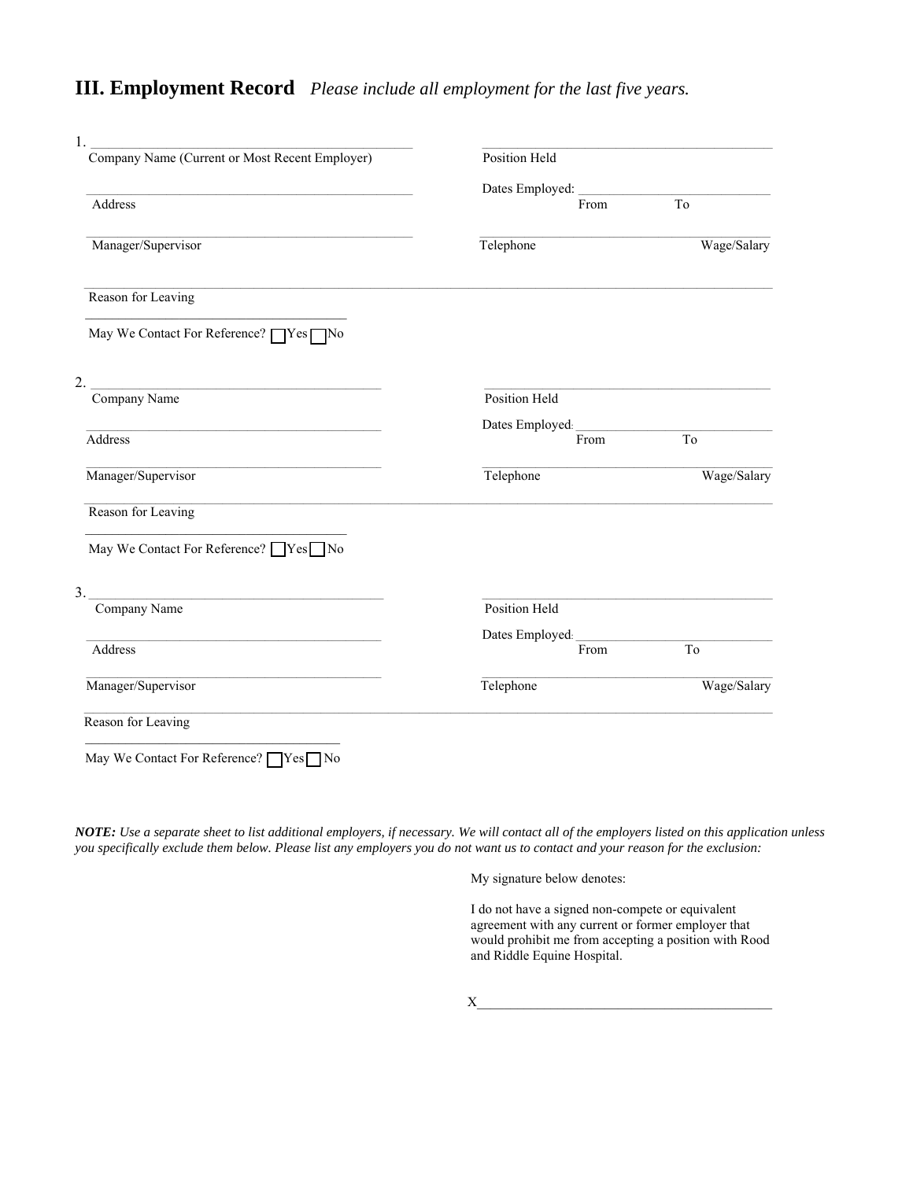## III. Employment Record *Please include all employment for the last five years.*

1. \_\_\_\_\_\_\_\_\_\_\_\_\_\_\_\_\_\_\_\_\_\_\_\_\_\_\_\_\_\_\_\_\_\_\_\_\_\_\_\_ \_\_\_\_\_\_\_\_\_\_\_\_\_\_\_\_\_\_\_\_\_\_\_\_\_\_\_\_\_\_\_\_

Company Name (Current or Most Recent Employer) — Position Held

Address — Dates Employed: From — To

Manager/Supervisor — Telephone — Wage/Salary

Reason for Leaving

May We Contact For Reference? ☐ Yes ☐ No

2. \_\_\_\_\_\_\_\_\_\_\_\_\_\_\_\_\_\_\_\_\_\_\_\_\_\_\_\_\_\_\_\_\_\_\_\_\_\_\_\_ \_\_\_\_\_\_\_\_\_\_\_\_\_\_\_\_\_\_\_\_\_\_\_\_\_\_\_\_\_\_\_\_

Company Name — Position Held

Address — Dates Employed: From — To

Manager/Supervisor — Telephone — Wage/Salary

Reason for Leaving

May We Contact For Reference? ☐ Yes ☐ No

3. \_\_\_\_\_\_\_\_\_\_\_\_\_\_\_\_\_\_\_\_\_\_\_\_\_\_\_\_\_\_\_\_\_\_\_\_\_\_\_\_ \_\_\_\_\_\_\_\_\_\_\_\_\_\_\_\_\_\_\_\_\_\_\_\_\_\_\_\_\_\_\_\_

Company Name — Position Held

Address — Dates Employed: From — To

Manager/Supervisor — Telephone — Wage/Salary

Reason for Leaving

May We Contact For Reference? ☐ Yes ☐ No

***NOTE:*** *Use a separate sheet to list additional employers, if necessary. We will contact all of the employers listed on this application unless you specifically exclude them below. Please list any employers you do not want us to contact and your reason for the exclusion:*

My signature below denotes:

I do not have a signed non-compete or equivalent agreement with any current or former employer that would prohibit me from accepting a position with Rood and Riddle Equine Hospital.

X\_\_\_\_\_\_\_\_\_\_\_\_\_\_\_\_\_\_\_\_\_\_\_\_\_\_\_\_\_\_\_\_\_\_\_\_\_\_\_\_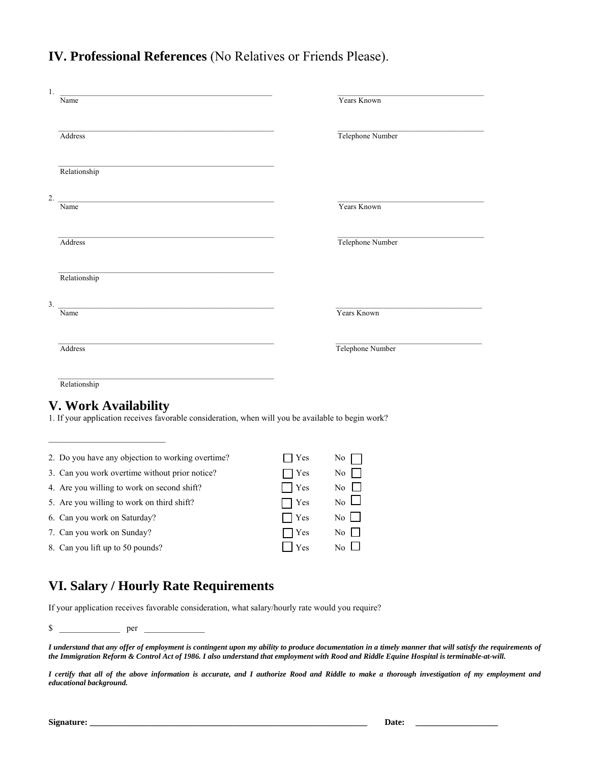## IV. Professional References (No Relatives or Friends Please).

1. \_\_\_\_\_\_\_\_\_\_\_\_\_\_\_\_\_\_\_\_\_\_\_\_\_\_\_\_\_\_\_\_\_\_\_\_\_\_\_\_ \_\_\_\_\_\_\_\_\_\_\_\_\_\_\_\_\_\_\_\_\_\_\_\_\_\_\_\_
   Name Years Known

   \_\_\_\_\_\_\_\_\_\_\_\_\_\_\_\_\_\_\_\_\_\_\_\_\_\_\_\_\_\_\_\_\_\_\_\_\_\_\_\_ \_\_\_\_\_\_\_\_\_\_\_\_\_\_\_\_\_\_\_\_\_\_\_\_\_\_\_\_
   Address Telephone Number

   \_\_\_\_\_\_\_\_\_\_\_\_\_\_\_\_\_\_\_\_\_\_\_\_\_\_\_\_\_\_\_\_\_\_\_\_\_\_\_\_
   Relationship

2. \_\_\_\_\_\_\_\_\_\_\_\_\_\_\_\_\_\_\_\_\_\_\_\_\_\_\_\_\_\_\_\_\_\_\_\_\_\_\_\_ \_\_\_\_\_\_\_\_\_\_\_\_\_\_\_\_\_\_\_\_\_\_\_\_\_\_\_\_
   Name Years Known

   \_\_\_\_\_\_\_\_\_\_\_\_\_\_\_\_\_\_\_\_\_\_\_\_\_\_\_\_\_\_\_\_\_\_\_\_\_\_\_\_ \_\_\_\_\_\_\_\_\_\_\_\_\_\_\_\_\_\_\_\_\_\_\_\_\_\_\_\_
   Address Telephone Number

   \_\_\_\_\_\_\_\_\_\_\_\_\_\_\_\_\_\_\_\_\_\_\_\_\_\_\_\_\_\_\_\_\_\_\_\_\_\_\_\_
   Relationship

3. \_\_\_\_\_\_\_\_\_\_\_\_\_\_\_\_\_\_\_\_\_\_\_\_\_\_\_\_\_\_\_\_\_\_\_\_\_\_\_\_ \_\_\_\_\_\_\_\_\_\_\_\_\_\_\_\_\_\_\_\_\_\_\_\_\_\_\_\_
   Name Years Known

   \_\_\_\_\_\_\_\_\_\_\_\_\_\_\_\_\_\_\_\_\_\_\_\_\_\_\_\_\_\_\_\_\_\_\_\_\_\_\_\_ \_\_\_\_\_\_\_\_\_\_\_\_\_\_\_\_\_\_\_\_\_\_\_\_\_\_\_\_
   Address Telephone Number

   \_\_\_\_\_\_\_\_\_\_\_\_\_\_\_\_\_\_\_\_\_\_\_\_\_\_\_\_\_\_\_\_\_\_\_\_\_\_\_\_
   Relationship

## V. Work Availability

1. If your application receives favorable consideration, when will you be available to begin work?

\_\_\_\_\_\_\_\_\_\_\_\_\_\_\_\_\_\_\_\_\_\_\_\_\_\_

| | | |
|---|---|---|
| 2. Do you have any objection to working overtime? | ☐ Yes | No ☐ |
| 3. Can you work overtime without prior notice? | ☐ Yes | No ☐ |
| 4. Are you willing to work on second shift? | ☐ Yes | No ☐ |
| 5. Are you willing to work on third shift? | ☐ Yes | No ☐ |
| 6. Can you work on Saturday? | ☐ Yes | No ☐ |
| 7. Can you work on Sunday? | ☐ Yes | No ☐ |
| 8. Can you lift up to 50 pounds? | ☐ Yes | No ☐ |

## VI. Salary / Hourly Rate Requirements

If your application receives favorable consideration, what salary/hourly rate would you require?

$ \_\_\_\_\_\_\_\_\_\_\_\_\_\_ per \_\_\_\_\_\_\_\_\_\_\_\_\_\_

***I understand that any offer of employment is contingent upon my ability to produce documentation in a timely manner that will satisfy the requirements of the Immigration Reform & Control Act of 1986. I also understand that employment with Rood and Riddle Equine Hospital is terminable-at-will.***

***I certify that all of the above information is accurate, and I authorize Rood and Riddle to make a thorough investigation of my employment and educational background.***

**Signature: \_\_\_\_\_\_\_\_\_\_\_\_\_\_\_\_\_\_\_\_\_\_\_\_\_\_\_\_\_\_\_\_\_\_\_\_\_\_\_\_\_\_\_\_\_\_\_\_\_\_\_\_\_\_\_\_\_\_\_\_\_\_ Date: \_\_\_\_\_\_\_\_\_\_\_\_\_\_\_\_\_\_\_**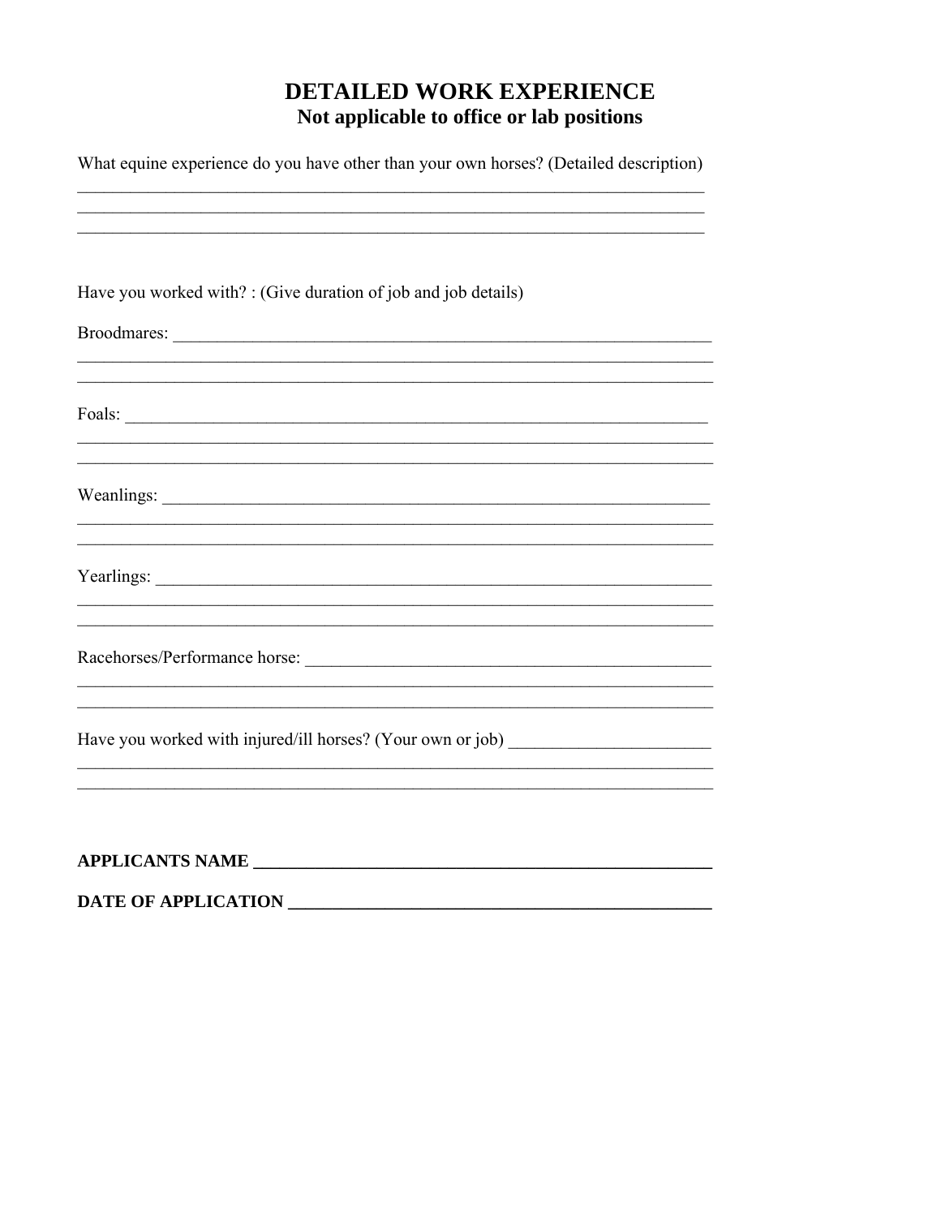# DETAILED WORK EXPERIENCE
## Not applicable to office or lab positions

What equine experience do you have other than your own horses? (Detailed description)
_____________________________________________________________________________
_____________________________________________________________________________
_____________________________________________________________________________

Have you worked with? : (Give duration of job and job details)

Broodmares: ________________________________________________________________
_____________________________________________________________________________
_____________________________________________________________________________

Foals: ______________________________________________________________________
_____________________________________________________________________________
_____________________________________________________________________________

Weanlings: __________________________________________________________________
_____________________________________________________________________________
_____________________________________________________________________________

Yearlings: ___________________________________________________________________
_____________________________________________________________________________
_____________________________________________________________________________

Racehorses/Performance horse: ________________________________________________
_____________________________________________________________________________
_____________________________________________________________________________

Have you worked with injured/ill horses? (Your own or job) ______________________
_____________________________________________________________________________
_____________________________________________________________________________

**APPLICANTS NAME ______________________________________________________**

**DATE OF APPLICATION _________________________________________________**